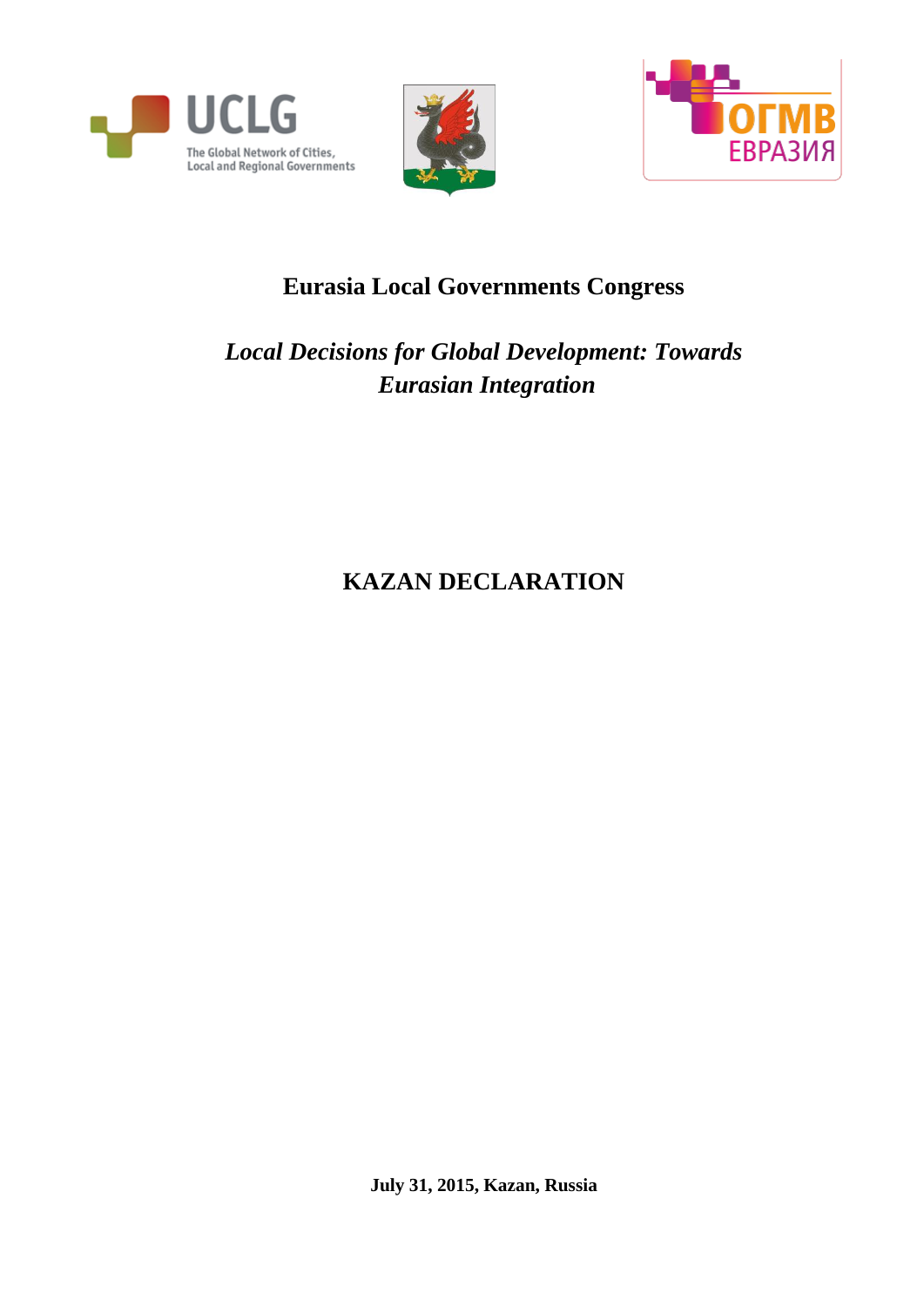# Eurasia Local Governments Congress

## *Local Decisions for Global Development: Towards Eurasian Integration*

# KAZAN DECLARATION

**July 31, 2015, Kazan, Russia**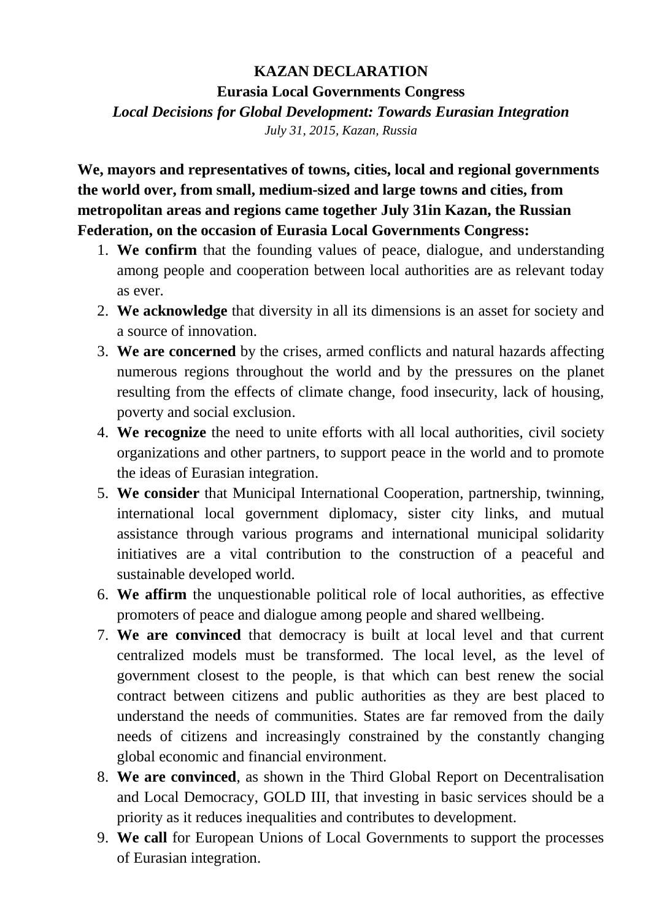**KAZAN DECLARATION**

**Eurasia Local Governments Congress**

***Local Decisions for Global Development: Towards Eurasian Integration***

*July 31, 2015, Kazan, Russia*

**We, mayors and representatives of towns, cities, local and regional governments the world over, from small, medium-sized and large towns and cities, from metropolitan areas and regions came together July 31in Kazan, the Russian Federation, on the occasion of Eurasia Local Governments Congress:**

1. **We confirm** that the founding values of peace, dialogue, and understanding among people and cooperation between local authorities are as relevant today as ever.
2. **We acknowledge** that diversity in all its dimensions is an asset for society and a source of innovation.
3. **We are concerned** by the crises, armed conflicts and natural hazards affecting numerous regions throughout the world and by the pressures on the planet resulting from the effects of climate change, food insecurity, lack of housing, poverty and social exclusion.
4. **We recognize** the need to unite efforts with all local authorities, civil society organizations and other partners, to support peace in the world and to promote the ideas of Eurasian integration.
5. **We consider** that Municipal International Cooperation, partnership, twinning, international local government diplomacy, sister city links, and mutual assistance through various programs and international municipal solidarity initiatives are a vital contribution to the construction of a peaceful and sustainable developed world.
6. **We affirm** the unquestionable political role of local authorities, as effective promoters of peace and dialogue among people and shared wellbeing.
7. **We are convinced** that democracy is built at local level and that current centralized models must be transformed. The local level, as the level of government closest to the people, is that which can best renew the social contract between citizens and public authorities as they are best placed to understand the needs of communities. States are far removed from the daily needs of citizens and increasingly constrained by the constantly changing global economic and financial environment.
8. **We are convinced**, as shown in the Third Global Report on Decentralisation and Local Democracy, GOLD III, that investing in basic services should be a priority as it reduces inequalities and contributes to development.
9. **We call** for European Unions of Local Governments to support the processes of Eurasian integration.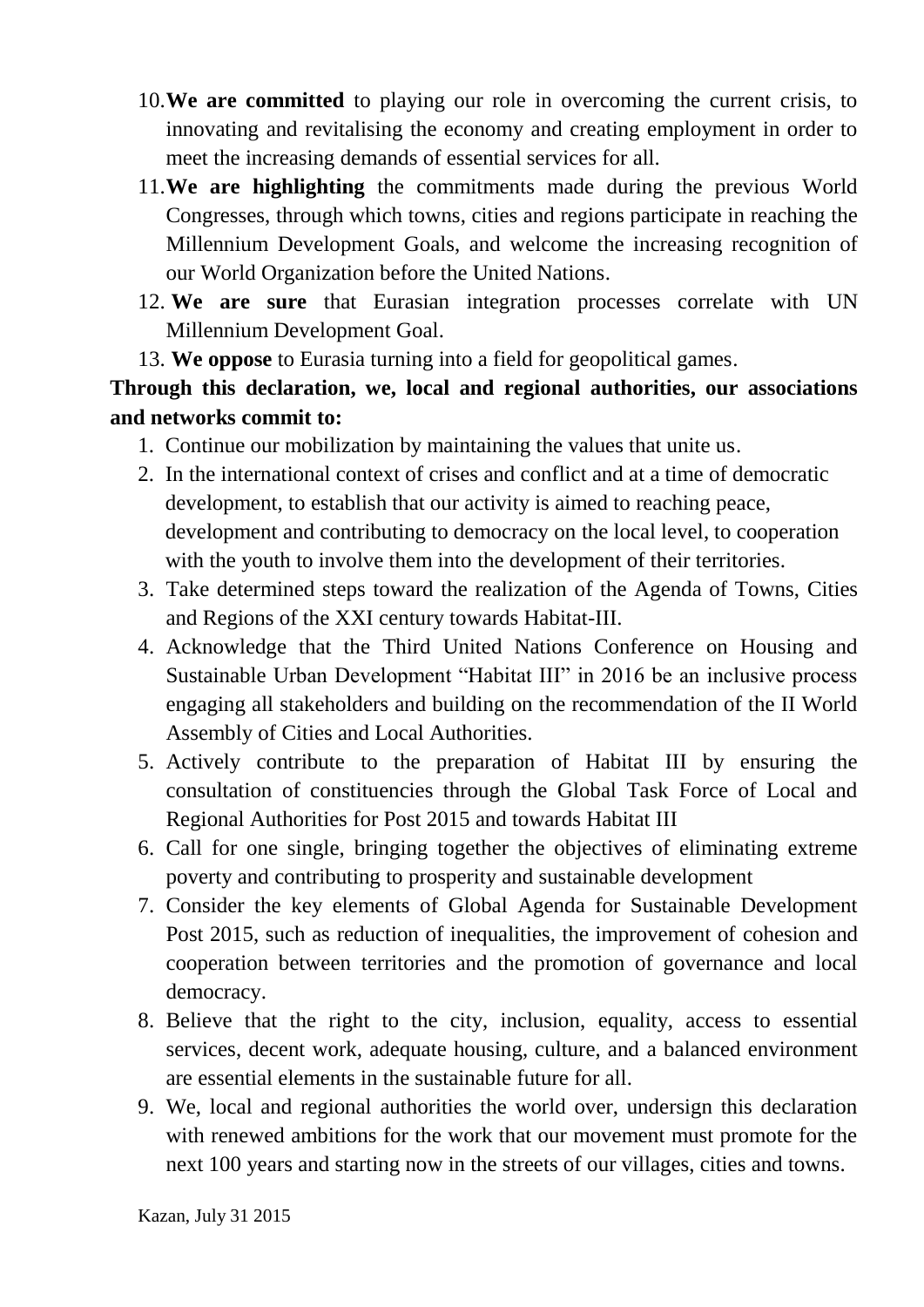10. **We are committed** to playing our role in overcoming the current crisis, to innovating and revitalising the economy and creating employment in order to meet the increasing demands of essential services for all.
11. **We are highlighting** the commitments made during the previous World Congresses, through which towns, cities and regions participate in reaching the Millennium Development Goals, and welcome the increasing recognition of our World Organization before the United Nations.
12. **We are sure** that Eurasian integration processes correlate with UN Millennium Development Goal.
13. **We oppose** to Eurasia turning into a field for geopolitical games.

**Through this declaration, we, local and regional authorities, our associations and networks commit to:**

1. Continue our mobilization by maintaining the values that unite us.
2. In the international context of crises and conflict and at a time of democratic development, to establish that our activity is aimed to reaching peace, development and contributing to democracy on the local level, to cooperation with the youth to involve them into the development of their territories.
3. Take determined steps toward the realization of the Agenda of Towns, Cities and Regions of the XXI century towards Habitat-III.
4. Acknowledge that the Third United Nations Conference on Housing and Sustainable Urban Development "Habitat III" in 2016 be an inclusive process engaging all stakeholders and building on the recommendation of the II World Assembly of Cities and Local Authorities.
5. Actively contribute to the preparation of Habitat III by ensuring the consultation of constituencies through the Global Task Force of Local and Regional Authorities for Post 2015 and towards Habitat III
6. Call for one single, bringing together the objectives of eliminating extreme poverty and contributing to prosperity and sustainable development
7. Consider the key elements of Global Agenda for Sustainable Development Post 2015, such as reduction of inequalities, the improvement of cohesion and cooperation between territories and the promotion of governance and local democracy.
8. Believe that the right to the city, inclusion, equality, access to essential services, decent work, adequate housing, culture, and a balanced environment are essential elements in the sustainable future for all.
9. We, local and regional authorities the world over, undersign this declaration with renewed ambitions for the work that our movement must promote for the next 100 years and starting now in the streets of our villages, cities and towns.

Kazan, July 31 2015